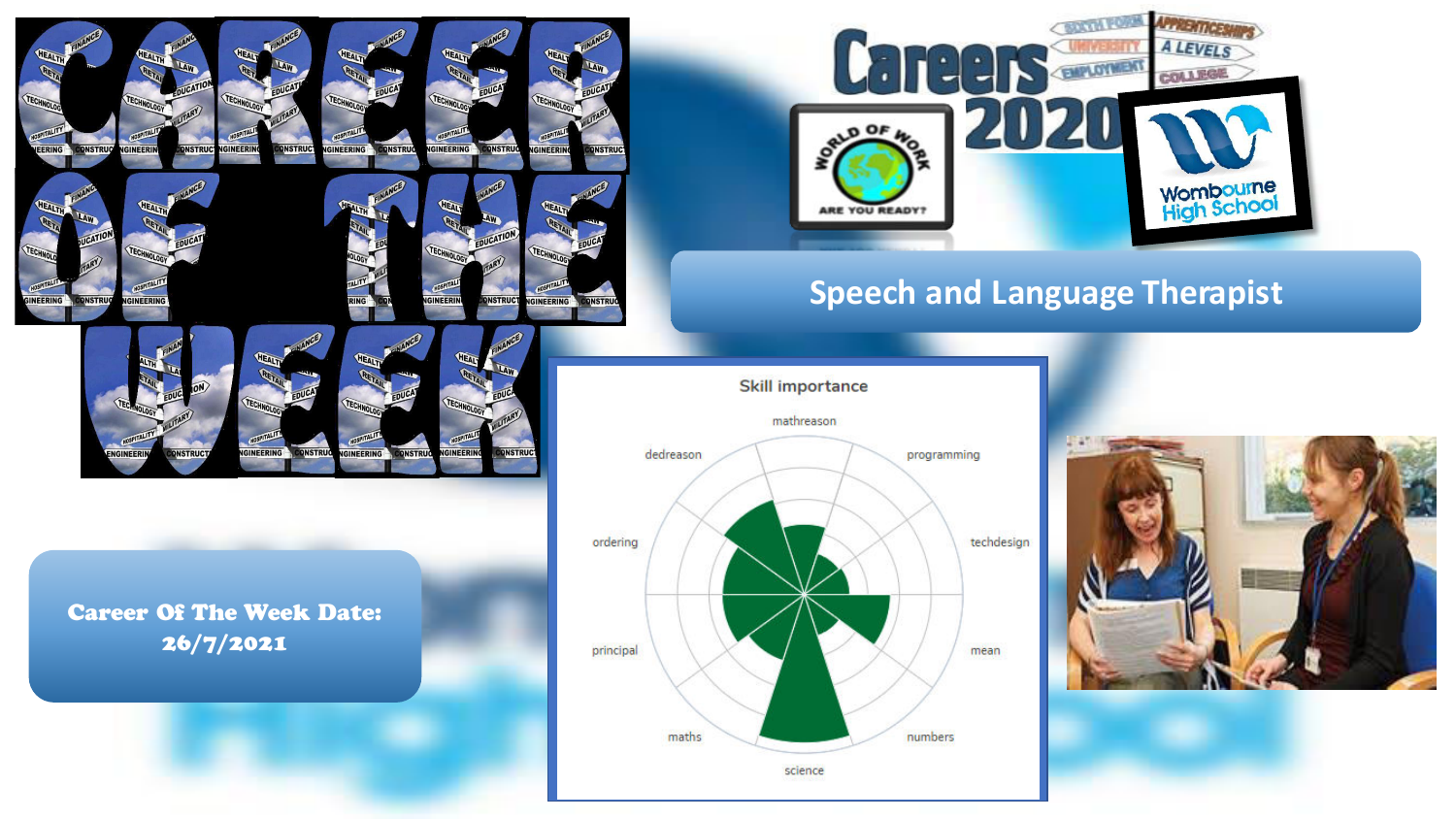# Career Of The Week

Careers 2020

World of Work — Are you ready?

Wombourne High School

## Speech and Language Therapist

**Career Of The Week Date: 26/7/2021**

Skill importance

mathreason, programming, techdesign, mean, numbers, science, maths, principal, ordering, dedreason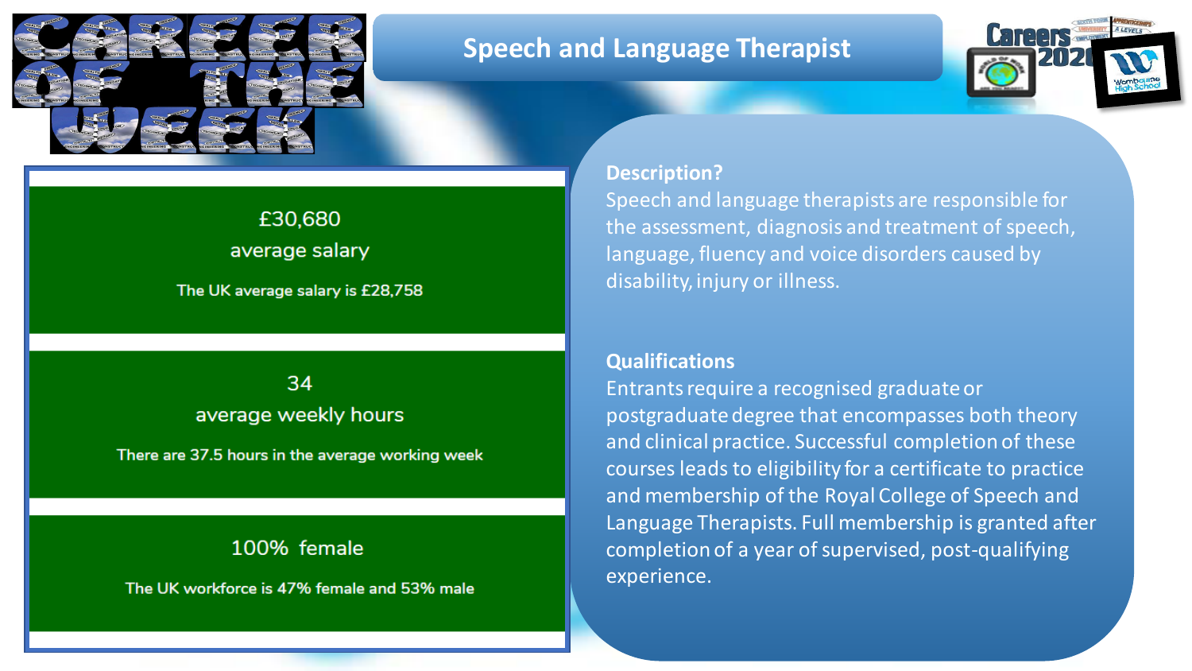# Speech and Language Therapist

£30,680
average salary

The UK average salary is £28,758

34
average weekly hours

There are 37.5 hours in the average working week

100% female

The UK workforce is 47% female and 53% male

**Description?**

Speech and language therapists are responsible for the assessment, diagnosis and treatment of speech, language, fluency and voice disorders caused by disability, injury or illness.

**Qualifications**

Entrants require a recognised graduate or postgraduate degree that encompasses both theory and clinical practice. Successful completion of these courses leads to eligibility for a certificate to practice and membership of the Royal College of Speech and Language Therapists. Full membership is granted after completion of a year of supervised, post-qualifying experience.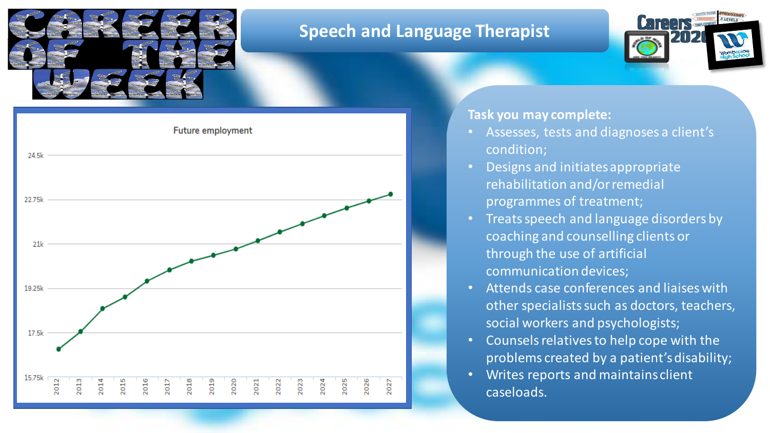# Speech and Language Therapist

**Future employment**

| Year | Employment |
|---|---|
| 2012 | |
| 2013 | |
| 2014 | |
| 2015 | |
| 2016 | |
| 2017 | |
| 2018 | |
| 2019 | |
| 2020 | |
| 2021 | |
| 2022 | |
| 2023 | |
| 2024 | |
| 2025 | |
| 2026 | |
| 2027 | |

**Task you may complete:**

- Assesses, tests and diagnoses a client's condition;
- Designs and initiates appropriate rehabilitation and/or remedial programmes of treatment;
- Treats speech and language disorders by coaching and counselling clients or through the use of artificial communication devices;
- Attends case conferences and liaises with other specialists such as doctors, teachers, social workers and psychologists;
- Counsels relatives to help cope with the problems created by a patient's disability;
- Writes reports and maintains client caseloads.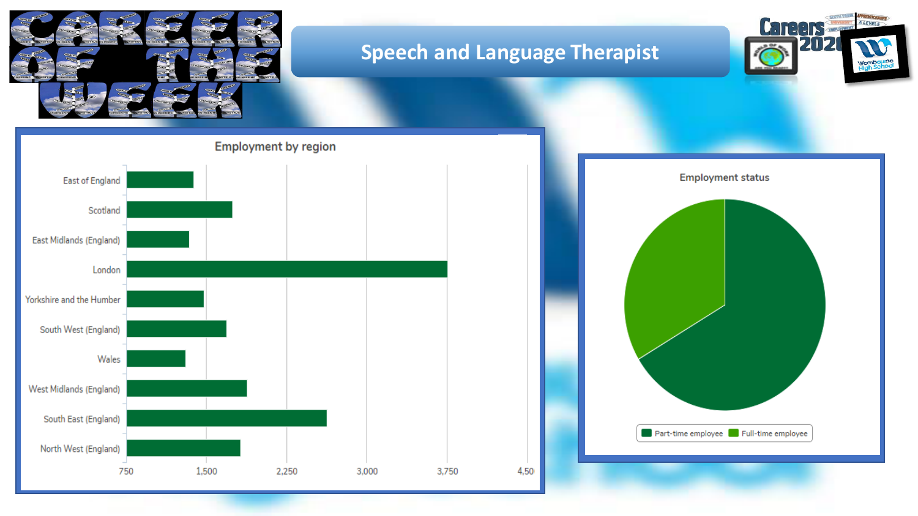# Speech and Language Therapist

Career of the Week

Careers 2020

Wombourne High School

## Employment by region

East of England

Scotland

East Midlands (England)

London

Yorkshire and the Humber

South West (England)

Wales

West Midlands (England)

South East (England)

North West (England)

750

1,500

2,250

3,000

3,750

4,50

## Employment status

Part-time employee

Full-time employee